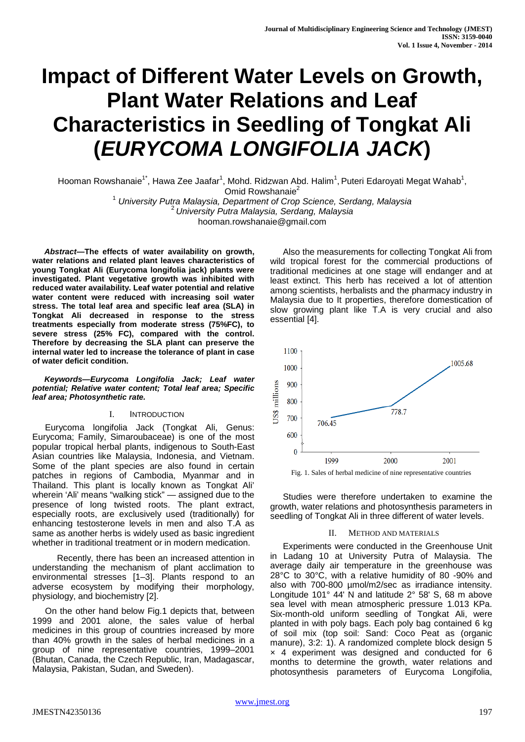# Impact of Different Water Levels on Growth, Plant Water Relations and Leaf Characteristics in Seedling of Tongkat Ali (*EURYCOMA LONGIFOLIA JACK*)

Hooman Rowshanaie[1*], Hawa Zee Jaafar[1], Mohd. Ridzwan Abd. Halim[1], Puteri Edaroyati Megat Wahab[1], Omid Rowshanaie[2]

[1] *University Putra Malaysia, Department of Crop Science, Serdang, Malaysia*
[2] *University Putra Malaysia, Serdang, Malaysia*
hooman.rowshanaie@gmail.com

***Abstract*—The effects of water availability on growth, water relations and related plant leaves characteristics of young Tongkat Ali (Eurycoma longifolia jack) plants were investigated. Plant vegetative growth was inhibited with reduced water availability. Leaf water potential and relative water content were reduced with increasing soil water stress. The total leaf area and specific leaf area (SLA) in Tongkat Ali decreased in response to the stress treatments especially from moderate stress (75%FC), to severe stress (25% FC), compared with the control. Therefore by decreasing the SLA plant can preserve the internal water led to increase the tolerance of plant in case of water deficit condition.**

***Keywords—Eurycoma Longifolia Jack; Leaf water potential; Relative water content; Total leaf area; Specific leaf area; Photosynthetic rate.***

## I. Introduction

Eurycoma longifolia Jack (Tongkat Ali, Genus: Eurycoma; Family, Simaroubaceae) is one of the most popular tropical herbal plants, indigenous to South-East Asian countries like Malaysia, Indonesia, and Vietnam. Some of the plant species are also found in certain patches in regions of Cambodia, Myanmar and in Thailand. This plant is locally known as Tongkat Ali' wherein 'Ali' means "walking stick" — assigned due to the presence of long twisted roots. The plant extract, especially roots, are exclusively used (traditionally) for enhancing testosterone levels in men and also T.A as same as another herbs is widely used as basic ingredient whether in traditional treatment or in modern medication.

Recently, there has been an increased attention in understanding the mechanism of plant acclimation to environmental stresses [1–3]. Plants respond to an adverse ecosystem by modifying their morphology, physiology, and biochemistry [2].

On the other hand below Fig.1 depicts that, between 1999 and 2001 alone, the sales value of herbal medicines in this group of countries increased by more than 40% growth in the sales of herbal medicines in a group of nine representative countries, 1999–2001 (Bhutan, Canada, the Czech Republic, Iran, Madagascar, Malaysia, Pakistan, Sudan, and Sweden).

Also the measurements for collecting Tongkat Ali from wild tropical forest for the commercial productions of traditional medicines at one stage will endanger and at least extinct. This herb has received a lot of attention among scientists, herbalists and the pharmacy industry in Malaysia due to It properties, therefore domestication of slow growing plant like T.A is very crucial and also essential [4].

Fig. 1. Sales of herbal medicine of nine representative countries

Studies were therefore undertaken to examine the growth, water relations and photosynthesis parameters in seedling of Tongkat Ali in three different of water levels.

## II. Method and Materials

Experiments were conducted in the Greenhouse Unit in Ladang 10 at University Putra of Malaysia. The average daily air temperature in the greenhouse was 28°C to 30°C, with a relative humidity of 80 -90% and also with 700-800 µmol/m2/sec as irradiance intensity. Longitude 101° 44' N and latitude 2° 58' S, 68 m above sea level with mean atmospheric pressure 1.013 KPa. Six-month-old uniform seedling of Tongkat Ali, were planted in with poly bags. Each poly bag contained 6 kg of soil mix (top soil: Sand: Coco Peat as (organic manure), 3:2: 1). A randomized complete block design 5 × 4 experiment was designed and conducted for 6 months to determine the growth, water relations and photosynthesis parameters of Eurycoma Longifolia,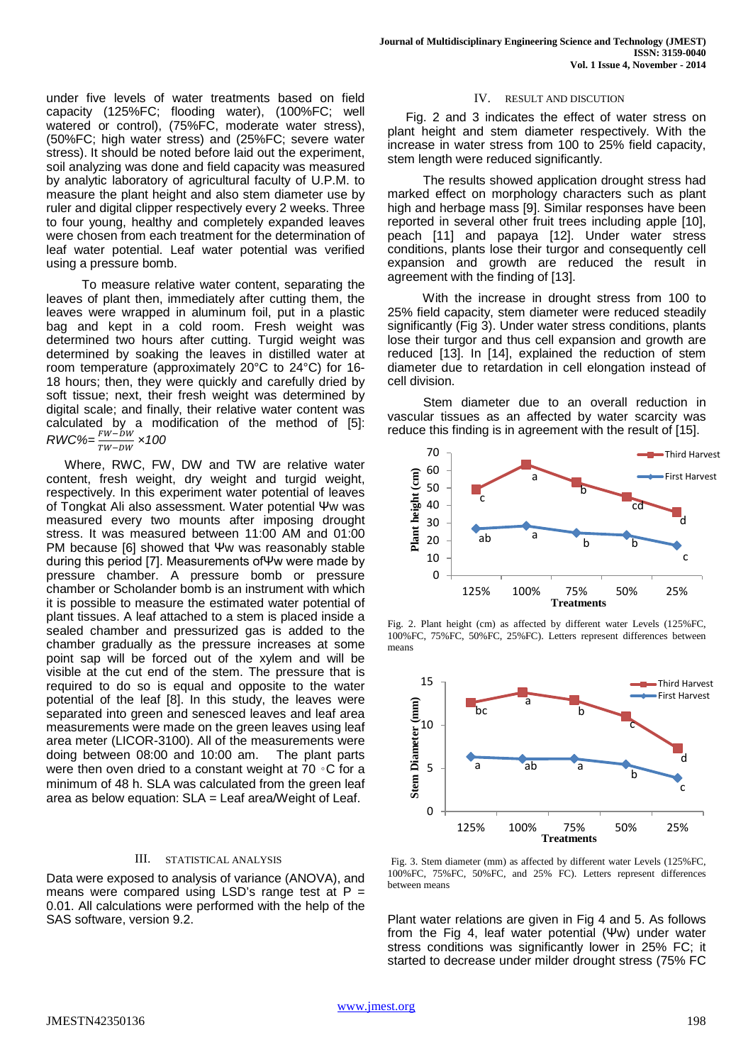under five levels of water treatments based on field capacity (125%FC; flooding water), (100%FC; well watered or control), (75%FC, moderate water stress), (50%FC; high water stress) and (25%FC; severe water stress). It should be noted before laid out the experiment, soil analyzing was done and field capacity was measured by analytic laboratory of agricultural faculty of U.P.M. to measure the plant height and also stem diameter use by ruler and digital clipper respectively every 2 weeks. Three to four young, healthy and completely expanded leaves were chosen from each treatment for the determination of leaf water potential. Leaf water potential was verified using a pressure bomb.

To measure relative water content, separating the leaves of plant then, immediately after cutting them, the leaves were wrapped in aluminum foil, put in a plastic bag and kept in a cold room. Fresh weight was determined two hours after cutting. Turgid weight was determined by soaking the leaves in distilled water at room temperature (approximately 20°C to 24°C) for 16-18 hours; then, they were quickly and carefully dried by soft tissue; next, their fresh weight was determined by digital scale; and finally, their relative water content was calculated by a modification of the method of [5]: $RWC\% = \frac{FW-DW}{TW-DW} \times 100$

Where, RWC, FW, DW and TW are relative water content, fresh weight, dry weight and turgid weight, respectively. In this experiment water potential of leaves of Tongkat Ali also assessment. Water potential Ψw was measured every two mounts after imposing drought stress. It was measured between 11:00 AM and 01:00 PM because [6] showed that Ψw was reasonably stable during this period [7]. Measurements ofΨw were made by pressure chamber. A pressure bomb or pressure chamber or Scholander bomb is an instrument with which it is possible to measure the estimated water potential of plant tissues. A leaf attached to a stem is placed inside a sealed chamber and pressurized gas is added to the chamber gradually as the pressure increases at some point sap will be forced out of the xylem and will be visible at the cut end of the stem. The pressure that is required to do so is equal and opposite to the water potential of the leaf [8]. In this study, the leaves were separated into green and senesced leaves and leaf area measurements were made on the green leaves using leaf area meter (LICOR-3100). All of the measurements were doing between 08:00 and 10:00 am. The plant parts were then oven dried to a constant weight at 70 ◦C for a minimum of 48 h. SLA was calculated from the green leaf area as below equation: SLA = Leaf area/Weight of Leaf.

## III. STATISTICAL ANALYSIS

Data were exposed to analysis of variance (ANOVA), and means were compared using LSD's range test at $P = 0.01$. All calculations were performed with the help of the SAS software, version 9.2.

## IV. RESULT AND DISCUTION

Fig. 2 and 3 indicates the effect of water stress on plant height and stem diameter respectively. With the increase in water stress from 100 to 25% field capacity, stem length were reduced significantly.

The results showed application drought stress had marked effect on morphology characters such as plant high and herbage mass [9]. Similar responses have been reported in several other fruit trees including apple [10], peach [11] and papaya [12]. Under water stress conditions, plants lose their turgor and consequently cell expansion and growth are reduced the result in agreement with the finding of [13].

With the increase in drought stress from 100 to 25% field capacity, stem diameter were reduced steadily significantly (Fig 3). Under water stress conditions, plants lose their turgor and thus cell expansion and growth are reduced [13]. In [14], explained the reduction of stem diameter due to retardation in cell elongation instead of cell division.

Stem diameter due to an overall reduction in vascular tissues as an affected by water scarcity was reduce this finding is in agreement with the result of [15].

Fig. 2. Plant height (cm) as affected by different water Levels (125%FC, 100%FC, 75%FC, 50%FC, 25%FC). Letters represent differences between means

Fig. 3. Stem diameter (mm) as affected by different water Levels (125%FC, 100%FC, 75%FC, 50%FC, and 25% FC). Letters represent differences between means

Plant water relations are given in Fig 4 and 5. As follows from the Fig 4, leaf water potential (Ψw) under water stress conditions was significantly lower in 25% FC; it started to decrease under milder drought stress (75% FC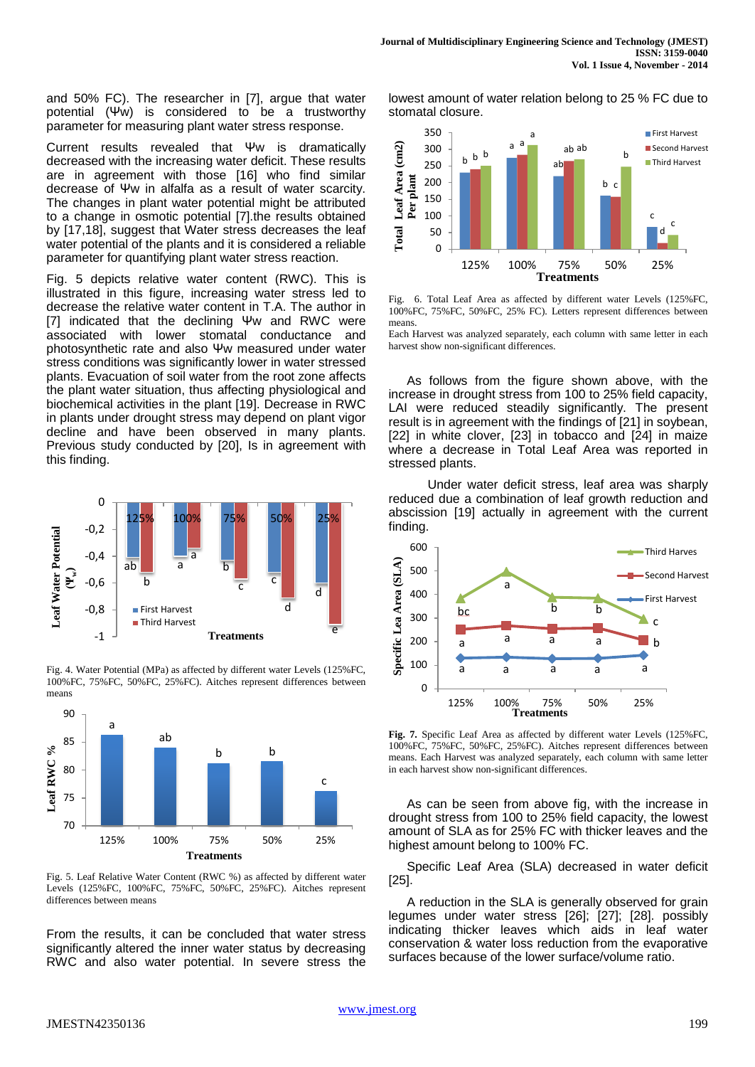and 50% FC). The researcher in [7], argue that water potential (Ψw) is considered to be a trustworthy parameter for measuring plant water stress response.

Current results revealed that Ψw is dramatically decreased with the increasing water deficit. These results are in agreement with those [16] who find similar decrease of Ψw in alfalfa as a result of water scarcity. The changes in plant water potential might be attributed to a change in osmotic potential [7].the results obtained by [17,18], suggest that Water stress decreases the leaf water potential of the plants and it is considered a reliable parameter for quantifying plant water stress reaction.

Fig. 5 depicts relative water content (RWC). This is illustrated in this figure, increasing water stress led to decrease the relative water content in T.A. The author in [7] indicated that the declining Ψw and RWC were associated with lower stomatal conductance and photosynthetic rate and also Ψw measured under water stress conditions was significantly lower in water stressed plants. Evacuation of soil water from the root zone affects the plant water situation, thus affecting physiological and biochemical activities in the plant [19]. Decrease in RWC in plants under drought stress may depend on plant vigor decline and have been observed in many plants. Previous study conducted by [20], Is in agreement with this finding.

Fig. 4. Water Potential (MPa) as affected by different water Levels (125%FC, 100%FC, 75%FC, 50%FC, 25%FC). Aitches represent differences between means

Fig. 5. Leaf Relative Water Content (RWC %) as affected by different water Levels (125%FC, 100%FC, 75%FC, 50%FC, 25%FC). Aitches represent differences between means

From the results, it can be concluded that water stress significantly altered the inner water status by decreasing RWC and also water potential. In severe stress the lowest amount of water relation belong to 25 % FC due to stomatal closure.

Fig. 6. Total Leaf Area as affected by different water Levels (125%FC, 100%FC, 75%FC, 50%FC, 25% FC). Letters represent differences between means.

Each Harvest was analyzed separately, each column with same letter in each harvest show non-significant differences.

As follows from the figure shown above, with the increase in drought stress from 100 to 25% field capacity, LAI were reduced steadily significantly. The present result is in agreement with the findings of [21] in soybean, [22] in white clover, [23] in tobacco and [24] in maize where a decrease in Total Leaf Area was reported in stressed plants.

Under water deficit stress, leaf area was sharply reduced due a combination of leaf growth reduction and abscission [19] actually in agreement with the current finding.

**Fig. 7.** Specific Leaf Area as affected by different water Levels (125%FC, 100%FC, 75%FC, 50%FC, 25%FC). Aitches represent differences between means. Each Harvest was analyzed separately, each column with same letter in each harvest show non-significant differences.

As can be seen from above fig, with the increase in drought stress from 100 to 25% field capacity, the lowest amount of SLA as for 25% FC with thicker leaves and the highest amount belong to 100% FC.

Specific Leaf Area (SLA) decreased in water deficit [25].

A reduction in the SLA is generally observed for grain legumes under water stress [26]; [27]; [28]. possibly indicating thicker leaves which aids in leaf water conservation & water loss reduction from the evaporative surfaces because of the lower surface/volume ratio.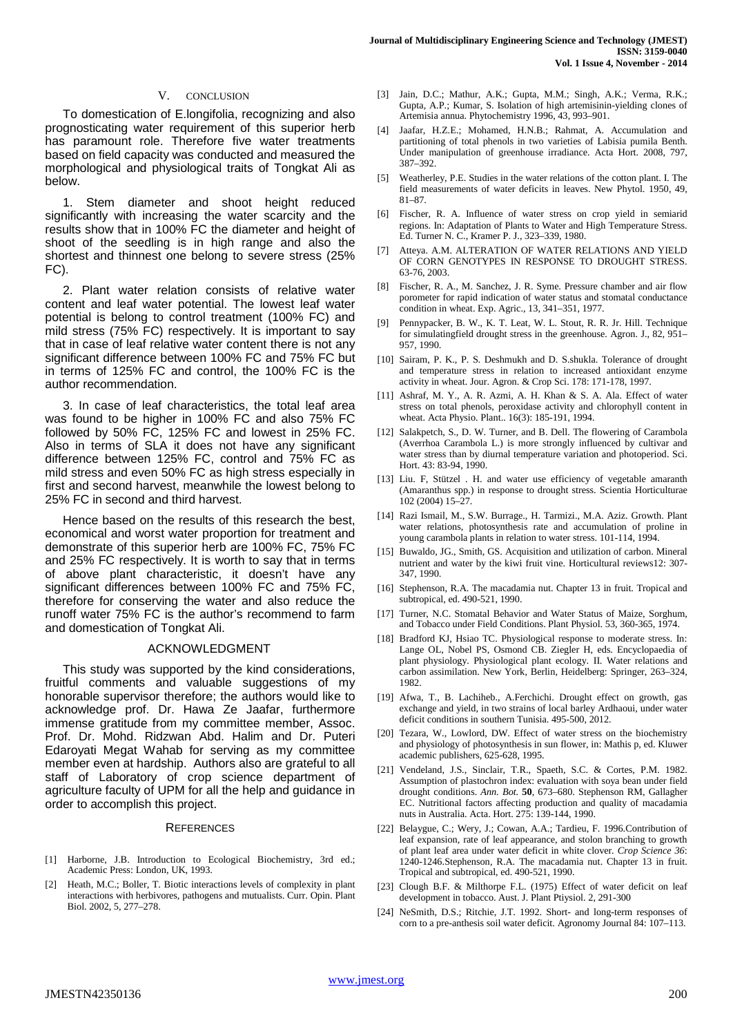## V. CONCLUSION

To domestication of E.longifolia, recognizing and also prognosticating water requirement of this superior herb has paramount role. Therefore five water treatments based on field capacity was conducted and measured the morphological and physiological traits of Tongkat Ali as below.

1. Stem diameter and shoot height reduced significantly with increasing the water scarcity and the results show that in 100% FC the diameter and height of shoot of the seedling is in high range and also the shortest and thinnest one belong to severe stress (25% FC).

2. Plant water relation consists of relative water content and leaf water potential. The lowest leaf water potential is belong to control treatment (100% FC) and mild stress (75% FC) respectively. It is important to say that in case of leaf relative water content there is not any significant difference between 100% FC and 75% FC but in terms of 125% FC and control, the 100% FC is the author recommendation.

3. In case of leaf characteristics, the total leaf area was found to be higher in 100% FC and also 75% FC followed by 50% FC, 125% FC and lowest in 25% FC. Also in terms of SLA it does not have any significant difference between 125% FC, control and 75% FC as mild stress and even 50% FC as high stress especially in first and second harvest, meanwhile the lowest belong to 25% FC in second and third harvest.

Hence based on the results of this research the best, economical and worst water proportion for treatment and demonstrate of this superior herb are 100% FC, 75% FC and 25% FC respectively. It is worth to say that in terms of above plant characteristic, it doesn't have any significant differences between 100% FC and 75% FC, therefore for conserving the water and also reduce the runoff water 75% FC is the author's recommend to farm and domestication of Tongkat Ali.

## ACKNOWLEDGMENT

This study was supported by the kind considerations, fruitful comments and valuable suggestions of my honorable supervisor therefore; the authors would like to acknowledge prof. Dr. Hawa Ze Jaafar, furthermore immense gratitude from my committee member, Assoc. Prof. Dr. Mohd. Ridzwan Abd. Halim and Dr. Puteri Edaroyati Megat Wahab for serving as my committee member even at hardship. Authors also are grateful to all staff of Laboratory of crop science department of agriculture faculty of UPM for all the help and guidance in order to accomplish this project.

## REFERENCES

[1] Harborne, J.B. Introduction to Ecological Biochemistry, 3rd ed.; Academic Press: London, UK, 1993.

[2] Heath, M.C.; Boller, T. Biotic interactions levels of complexity in plant interactions with herbivores, pathogens and mutualists. Curr. Opin. Plant Biol. 2002, 5, 277–278.

[3] Jain, D.C.; Mathur, A.K.; Gupta, M.M.; Singh, A.K.; Verma, R.K.; Gupta, A.P.; Kumar, S. Isolation of high artemisinin-yielding clones of Artemisia annua. Phytochemistry 1996, 43, 993–901.

[4] Jaafar, H.Z.E.; Mohamed, H.N.B.; Rahmat, A. Accumulation and partitioning of total phenols in two varieties of Labisia pumila Benth. Under manipulation of greenhouse irradiance. Acta Hort. 2008, 797, 387–392.

[5] Weatherley, P.E. Studies in the water relations of the cotton plant. I. The field measurements of water deficits in leaves. New Phytol. 1950, 49, 81–87.

[6] Fischer, R. A. Influence of water stress on crop yield in semiarid regions. In: Adaptation of Plants to Water and High Temperature Stress. Ed. Turner N. C., Kramer P. J., 323–339, 1980.

[7] Atteya. A.M. ALTERATION OF WATER RELATIONS AND YIELD OF CORN GENOTYPES IN RESPONSE TO DROUGHT STRESS. 63-76, 2003.

[8] Fischer, R. A., M. Sanchez, J. R. Syme. Pressure chamber and air flow porometer for rapid indication of water status and stomatal conductance condition in wheat. Exp. Agric., 13, 341–351, 1977.

[9] Pennypacker, B. W., K. T. Leat, W. L. Stout, R. R. Jr. Hill. Technique for simulatingfield drought stress in the greenhouse. Agron. J., 82, 951–957, 1990.

[10] Sairam, P. K., P. S. Deshmukh and D. S.shukla. Tolerance of drought and temperature stress in relation to increased antioxidant enzyme activity in wheat. Jour. Agron. & Crop Sci. 178: 171-178, 1997.

[11] Ashraf, M. Y., A. R. Azmi, A. H. Khan & S. A. Ala. Effect of water stress on total phenols, peroxidase activity and chlorophyll content in wheat. Acta Physio. Plant.. 16(3): 185-191, 1994.

[12] Salakpetch, S., D. W. Turner, and B. Dell. The flowering of Carambola (Averrhoa Carambola L.) is more strongly influenced by cultivar and water stress than by diurnal temperature variation and photoperiod. Sci. Hort. 43: 83-94, 1990.

[13] Liu. F, Stützel . H. and water use efficiency of vegetable amaranth (Amaranthus spp.) in response to drought stress. Scientia Horticulturae 102 (2004) 15–27.

[14] Razi Ismail, M., S.W. Burrage., H. Tarmizi., M.A. Aziz. Growth. Plant water relations, photosynthesis rate and accumulation of proline in young carambola plants in relation to water stress. 101-114, 1994.

[15] Buwaldo, JG., Smith, GS. Acquisition and utilization of carbon. Mineral nutrient and water by the kiwi fruit vine. Horticultural reviews12: 307-347, 1990.

[16] Stephenson, R.A. The macadamia nut. Chapter 13 in fruit. Tropical and subtropical, ed. 490-521, 1990.

[17] Turner, N.C. Stomatal Behavior and Water Status of Maize, Sorghum, and Tobacco under Field Conditions. Plant Physiol. 53, 360-365, 1974.

[18] Bradford KJ, Hsiao TC. Physiological response to moderate stress. In: Lange OL, Nobel PS, Osmond CB. Ziegler H, eds. Encyclopaedia of plant physiology. Physiological plant ecology. II. Water relations and carbon assimilation. New York, Berlin, Heidelberg: Springer, 263–324, 1982.

[19] Afwa, T., B. Lachiheb., A.Ferchichi. Drought effect on growth, gas exchange and yield, in two strains of local barley Ardhaoui, under water deficit conditions in southern Tunisia. 495-500, 2012.

[20] Tezara, W., Lowlord, DW. Effect of water stress on the biochemistry and physiology of photosynthesis in sun flower, in: Mathis p, ed. Kluwer academic publishers, 625-628, 1995.

[21] Vendeland, J.S., Sinclair, T.R., Spaeth, S.C. & Cortes, P.M. 1982. Assumption of plastochron index: evaluation with soya bean under field drought conditions. *Ann. Bot.* **50**, 673–680. Stephenson RM, Gallagher EC. Nutritional factors affecting production and quality of macadamia nuts in Australia. Acta. Hort. 275: 139-144, 1990.

[22] Belaygue, C.; Wery, J.; Cowan, A.A.; Tardieu, F. 1996.Contribution of leaf expansion, rate of leaf appearance, and stolon branching to growth of plant leaf area under water deficit in white clover. *Crop Science 36*: 1240-1246.Stephenson, R.A. The macadamia nut. Chapter 13 in fruit. Tropical and subtropical, ed. 490-521, 1990.

[23] Clough B.F. & Milthorpe F.L. (1975) Effect of water deficit on leaf development in tobacco. Aust. J. Plant Ptiysiol. 2, 291-300

[24] NeSmith, D.S.; Ritchie, J.T. 1992. Short- and long-term responses of corn to a pre-anthesis soil water deficit. Agronomy Journal 84: 107–113.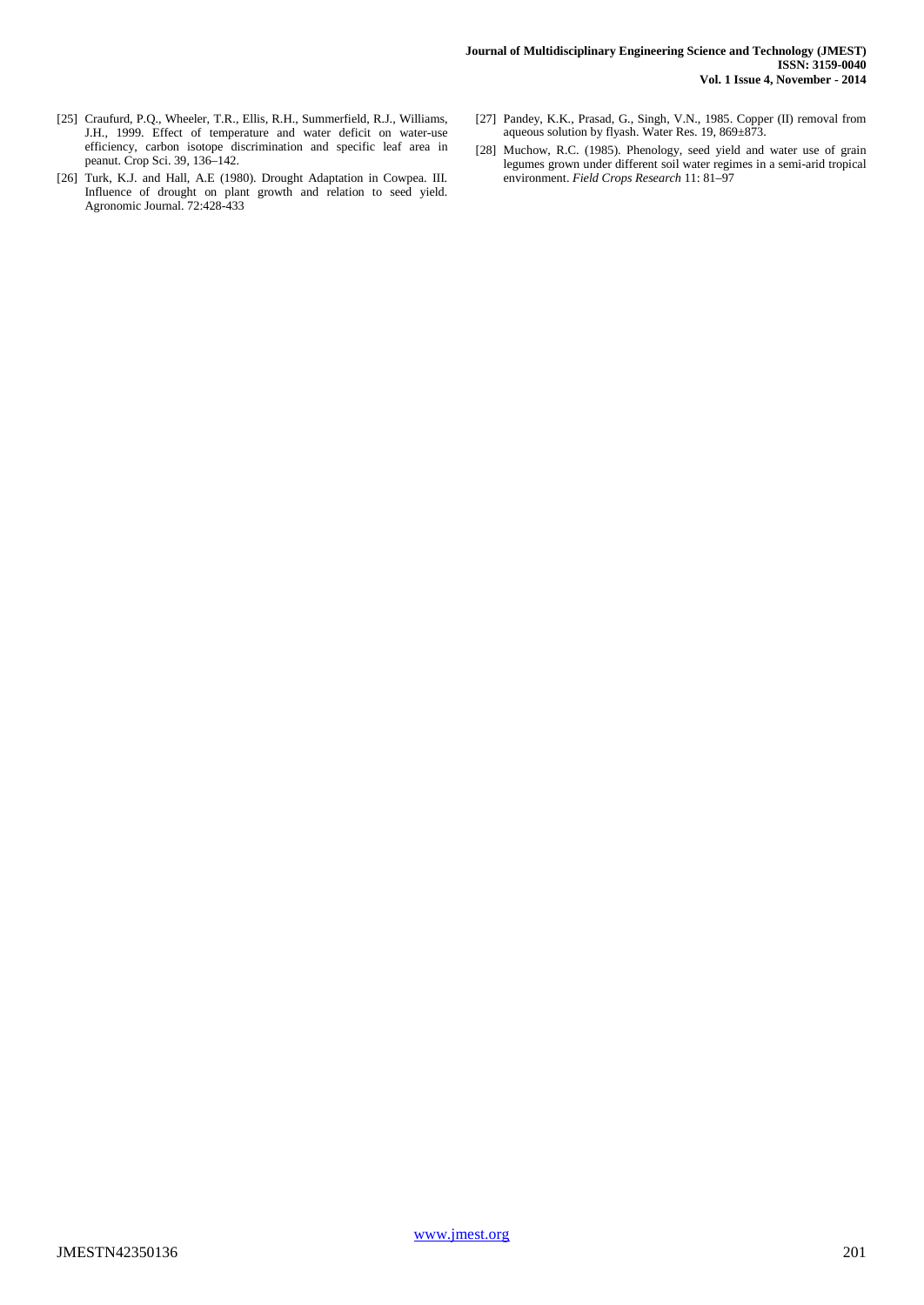[25] Craufurd, P.Q., Wheeler, T.R., Ellis, R.H., Summerfield, R.J., Williams, J.H., 1999. Effect of temperature and water deficit on water-use efficiency, carbon isotope discrimination and specific leaf area in peanut. Crop Sci. 39, 136–142.

[26] Turk, K.J. and Hall, A.E (1980). Drought Adaptation in Cowpea. III. Influence of drought on plant growth and relation to seed yield. Agronomic Journal. 72:428-433

[27] Pandey, K.K., Prasad, G., Singh, V.N., 1985. Copper (II) removal from aqueous solution by flyash. Water Res. 19, 869±873.

[28] Muchow, R.C. (1985). Phenology, seed yield and water use of grain legumes grown under different soil water regimes in a semi-arid tropical environment. *Field Crops Research* 11: 81–97